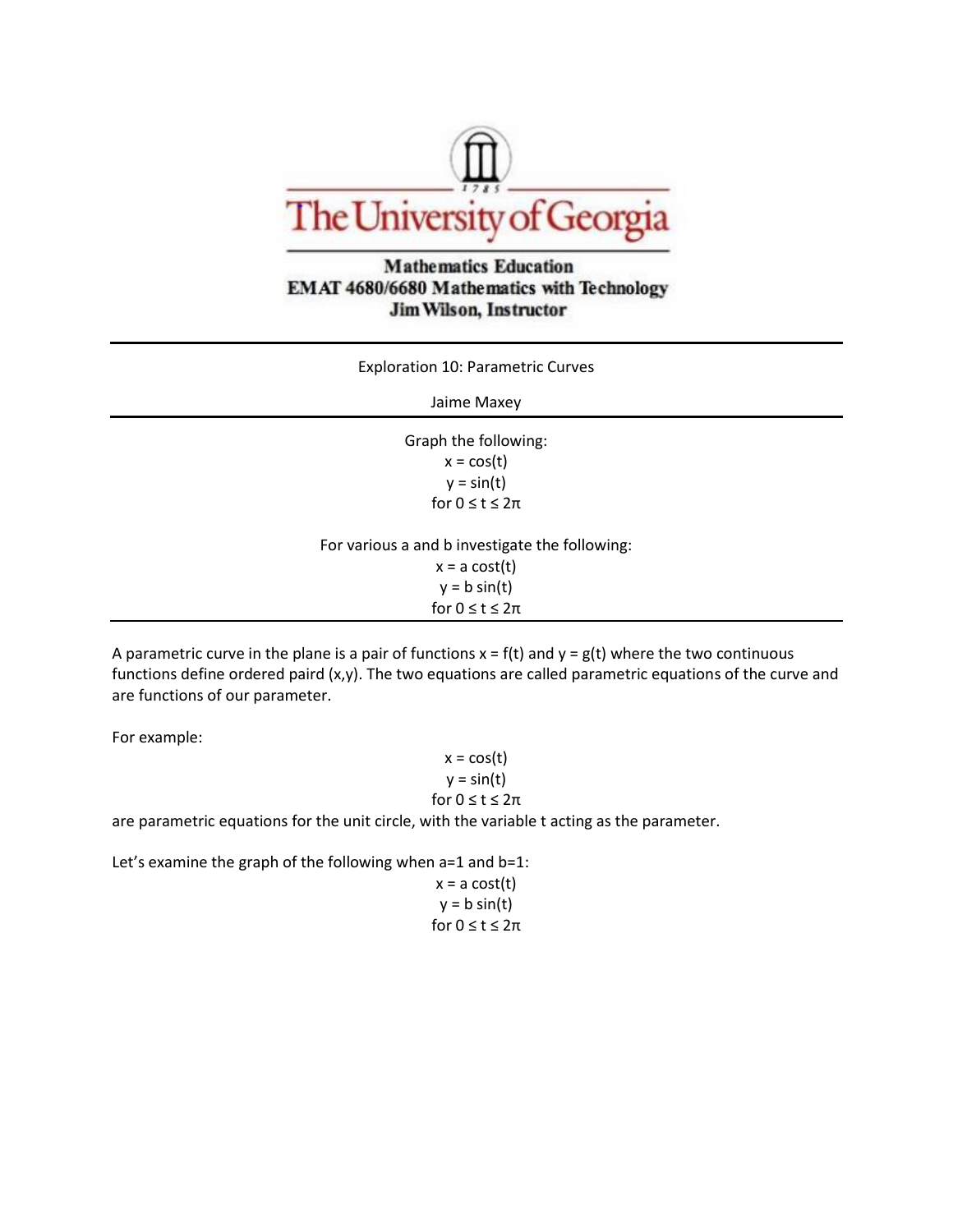The University of Georgia

**Mathematics Education**
**EMAT 4680/6680 Mathematics with Technology**
**Jim Wilson, Instructor**

---

Exploration 10: Parametric Curves

Jaime Maxey

---

Graph the following:

$$x = \cos(t)$$
$$y = \sin(t)$$
$$\text{for } 0 \le t \le 2\pi$$

For various a and b investigate the following:

$$x = a\cos(t)$$
$$y = b\sin(t)$$
$$\text{for } 0 \le t \le 2\pi$$

---

A parametric curve in the plane is a pair of functions $x = f(t)$ and $y = g(t)$ where the two continuous functions define ordered paird $(x,y)$. The two equations are called parametric equations of the curve and are functions of our parameter.

For example:

$$x = \cos(t)$$
$$y = \sin(t)$$
$$\text{for } 0 \le t \le 2\pi$$

are parametric equations for the unit circle, with the variable t acting as the parameter.

Let's examine the graph of the following when a=1 and b=1:

$$x = a\cos(t)$$
$$y = b\sin(t)$$
$$\text{for } 0 \le t \le 2\pi$$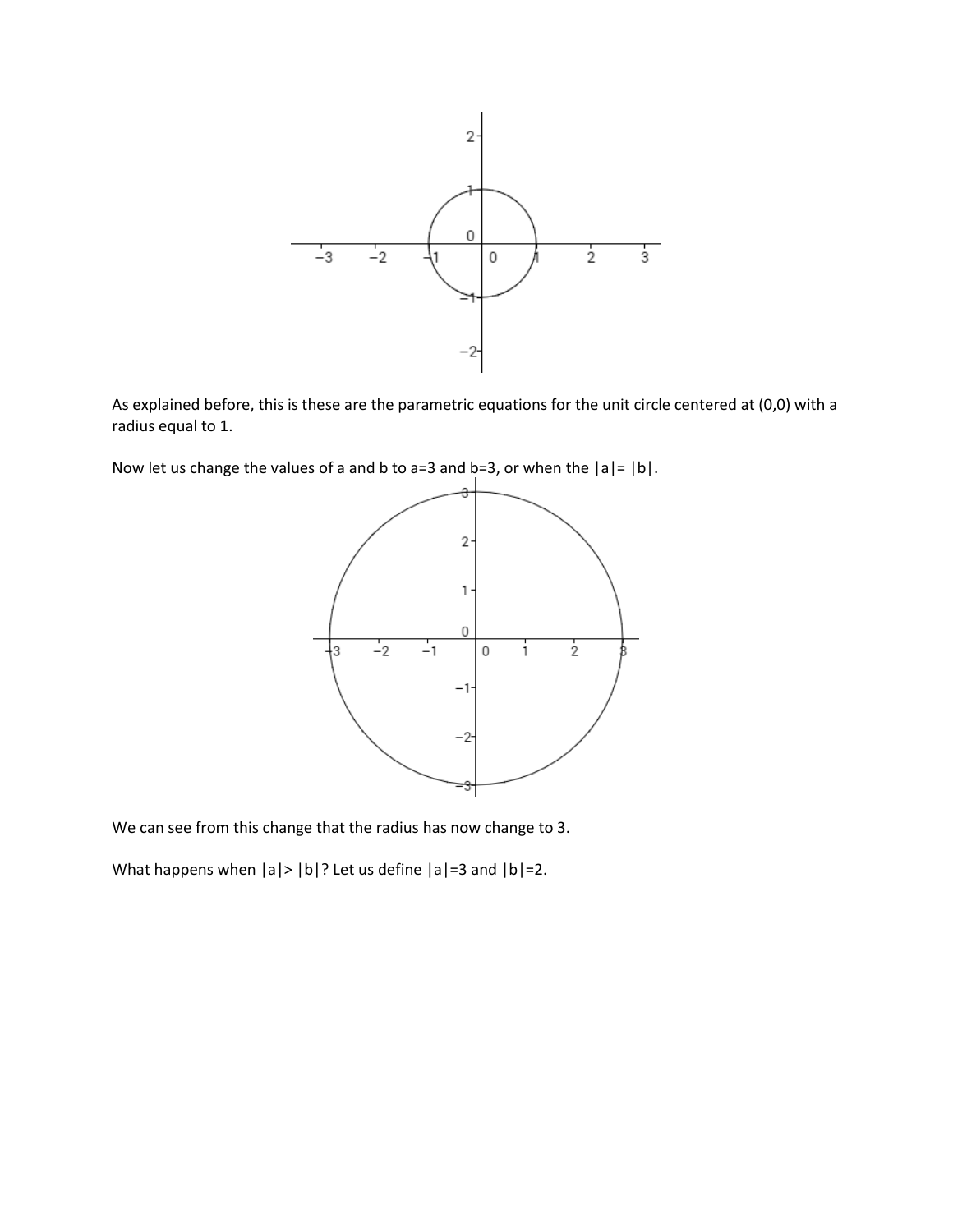As explained before, this is these are the parametric equations for the unit circle centered at (0,0) with a radius equal to 1.

Now let us change the values of a and b to a=3 and b=3, or when the |a|= |b|.

We can see from this change that the radius has now change to 3.

What happens when |a|> |b|? Let us define |a|=3 and |b|=2.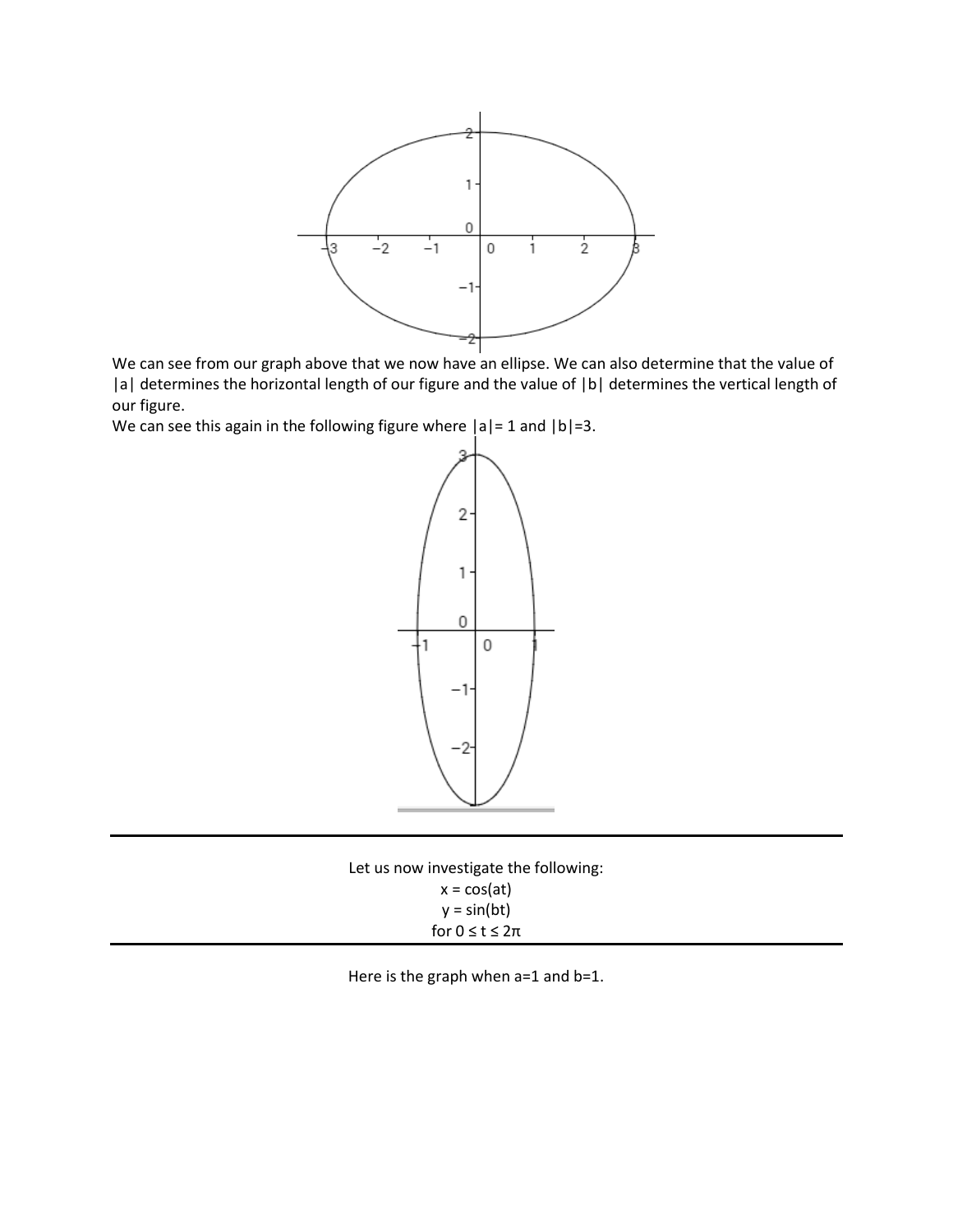We can see from our graph above that we now have an ellipse. We can also determine that the value of $|a|$ determines the horizontal length of our figure and the value of $|b|$ determines the vertical length of our figure.

We can see this again in the following figure where $|a|= 1$ and $|b|=3$.

---

Let us now investigate the following:

$$x = \cos(at)$$
$$y = \sin(bt)$$
$$\text{for } 0 \le t \le 2\pi$$

---

Here is the graph when a=1 and b=1.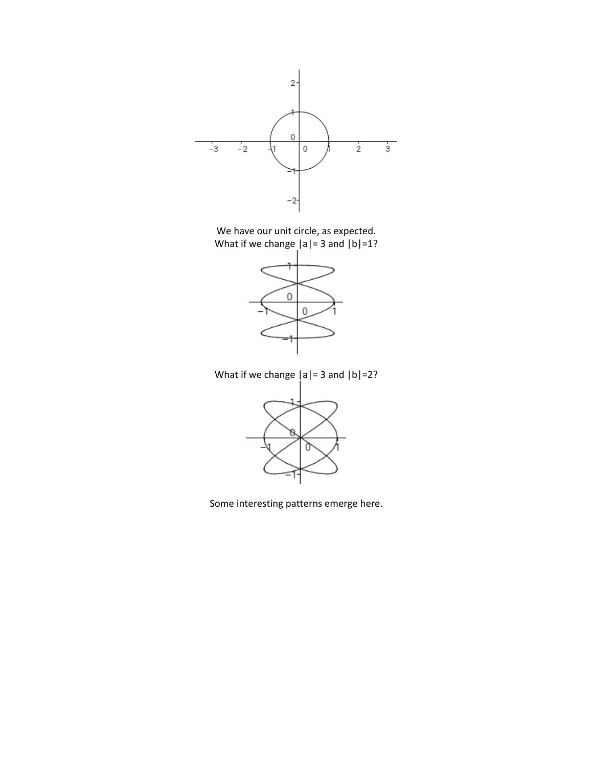2
1
0
−3 −2 −1 0 1 2 3
−1
−2

We have our unit circle, as expected.
What if we change $|a| = 3$ and $|b| = 1$?

1
0
−1 0 1
−1

What if we change $|a| = 3$ and $|b| = 2$?

1
0
−1 0 1
−1

Some interesting patterns emerge here.